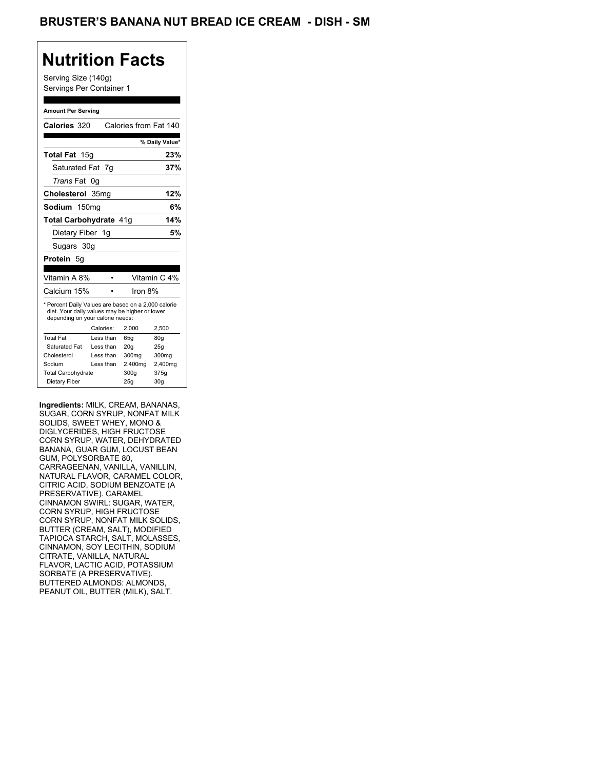# BRUSTER'S BANANA NUT BREAD ICE CREAM - DISH - SM

## Nutrition Facts

Serving Size (140g)
Servings Per Container 1

**Amount Per Serving**

| | |
|---|---|
| **Calories** 320 | Calories from Fat 140 |
| | **% Daily Value*** |
| **Total Fat** 15g | **23%** |
| Saturated Fat 7g | **37%** |
| *Trans* Fat 0g | |
| **Cholesterol** 35mg | **12%** |
| **Sodium** 150mg | **6%** |
| **Total Carbohydrate** 41g | **14%** |
| Dietary Fiber 1g | **5%** |
| Sugars 30g | |
| **Protein** 5g | |

| | |
|---|---|
| Vitamin A 8% | Vitamin C 4% |
| Calcium 15% | Iron 8% |

* Percent Daily Values are based on a 2,000 calorie diet. Your daily values may be higher or lower depending on your calorie needs:

| | Calories: | 2,000 | 2,500 |
|---|---|---|---|
| Total Fat | Less than | 65g | 80g |
| Saturated Fat | Less than | 20g | 25g |
| Cholesterol | Less than | 300mg | 300mg |
| Sodium | Less than | 2,400mg | 2,400mg |
| Total Carbohydrate | | 300g | 375g |
| Dietary Fiber | | 25g | 30g |

**Ingredients:** MILK, CREAM, BANANAS, SUGAR, CORN SYRUP, NONFAT MILK SOLIDS, SWEET WHEY, MONO & DIGLYCERIDES, HIGH FRUCTOSE CORN SYRUP, WATER, DEHYDRATED BANANA, GUAR GUM, LOCUST BEAN GUM, POLYSORBATE 80, CARRAGEENAN, VANILLA, VANILLIN, NATURAL FLAVOR, CARAMEL COLOR, CITRIC ACID, SODIUM BENZOATE (A PRESERVATIVE). CARAMEL CINNAMON SWIRL: SUGAR, WATER, CORN SYRUP, HIGH FRUCTOSE CORN SYRUP, NONFAT MILK SOLIDS, BUTTER (CREAM, SALT), MODIFIED TAPIOCA STARCH, SALT, MOLASSES, CINNAMON, SOY LECITHIN, SODIUM CITRATE, VANILLA, NATURAL FLAVOR, LACTIC ACID, POTASSIUM SORBATE (A PRESERVATIVE). BUTTERED ALMONDS: ALMONDS, PEANUT OIL, BUTTER (MILK), SALT.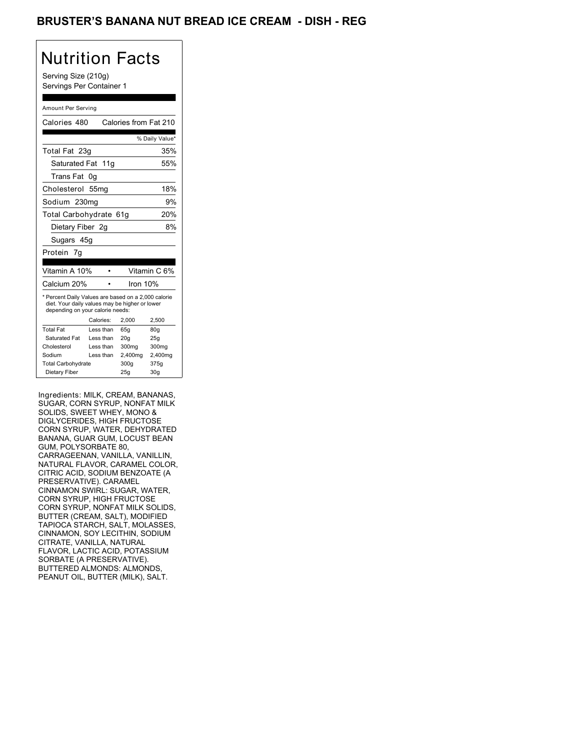# BRUSTER'S BANANA NUT BREAD ICE CREAM - DISH - REG

## Nutrition Facts

Serving Size (210g)
Servings Per Container 1

Amount Per Serving

| Calories 480 | Calories from Fat 210 |
|---|---|
| | % Daily Value* |
| Total Fat 23g | 35% |
| Saturated Fat 11g | 55% |
| Trans Fat 0g | |
| Cholesterol 55mg | 18% |
| Sodium 230mg | 9% |
| Total Carbohydrate 61g | 20% |
| Dietary Fiber 2g | 8% |
| Sugars 45g | |
| Protein 7g | |

| Vitamin A 10% | Vitamin C 6% |
|---|---|
| Calcium 20% | Iron 10% |

* Percent Daily Values are based on a 2,000 calorie diet. Your daily values may be higher or lower depending on your calorie needs:

| | Calories: | 2,000 | 2,500 |
|---|---|---|---|
| Total Fat | Less than | 65g | 80g |
| Saturated Fat | Less than | 20g | 25g |
| Cholesterol | Less than | 300mg | 300mg |
| Sodium | Less than | 2,400mg | 2,400mg |
| Total Carbohydrate | | 300g | 375g |
| Dietary Fiber | | 25g | 30g |

Ingredients: MILK, CREAM, BANANAS, SUGAR, CORN SYRUP, NONFAT MILK SOLIDS, SWEET WHEY, MONO & DIGLYCERIDES, HIGH FRUCTOSE CORN SYRUP, WATER, DEHYDRATED BANANA, GUAR GUM, LOCUST BEAN GUM, POLYSORBATE 80, CARRAGEENAN, VANILLA, VANILLIN, NATURAL FLAVOR, CARAMEL COLOR, CITRIC ACID, SODIUM BENZOATE (A PRESERVATIVE). CARAMEL CINNAMON SWIRL: SUGAR, WATER, CORN SYRUP, HIGH FRUCTOSE CORN SYRUP, NONFAT MILK SOLIDS, BUTTER (CREAM, SALT), MODIFIED TAPIOCA STARCH, SALT, MOLASSES, CINNAMON, SOY LECITHIN, SODIUM CITRATE, VANILLA, NATURAL FLAVOR, LACTIC ACID, POTASSIUM SORBATE (A PRESERVATIVE). BUTTERED ALMONDS: ALMONDS, PEANUT OIL, BUTTER (MILK), SALT.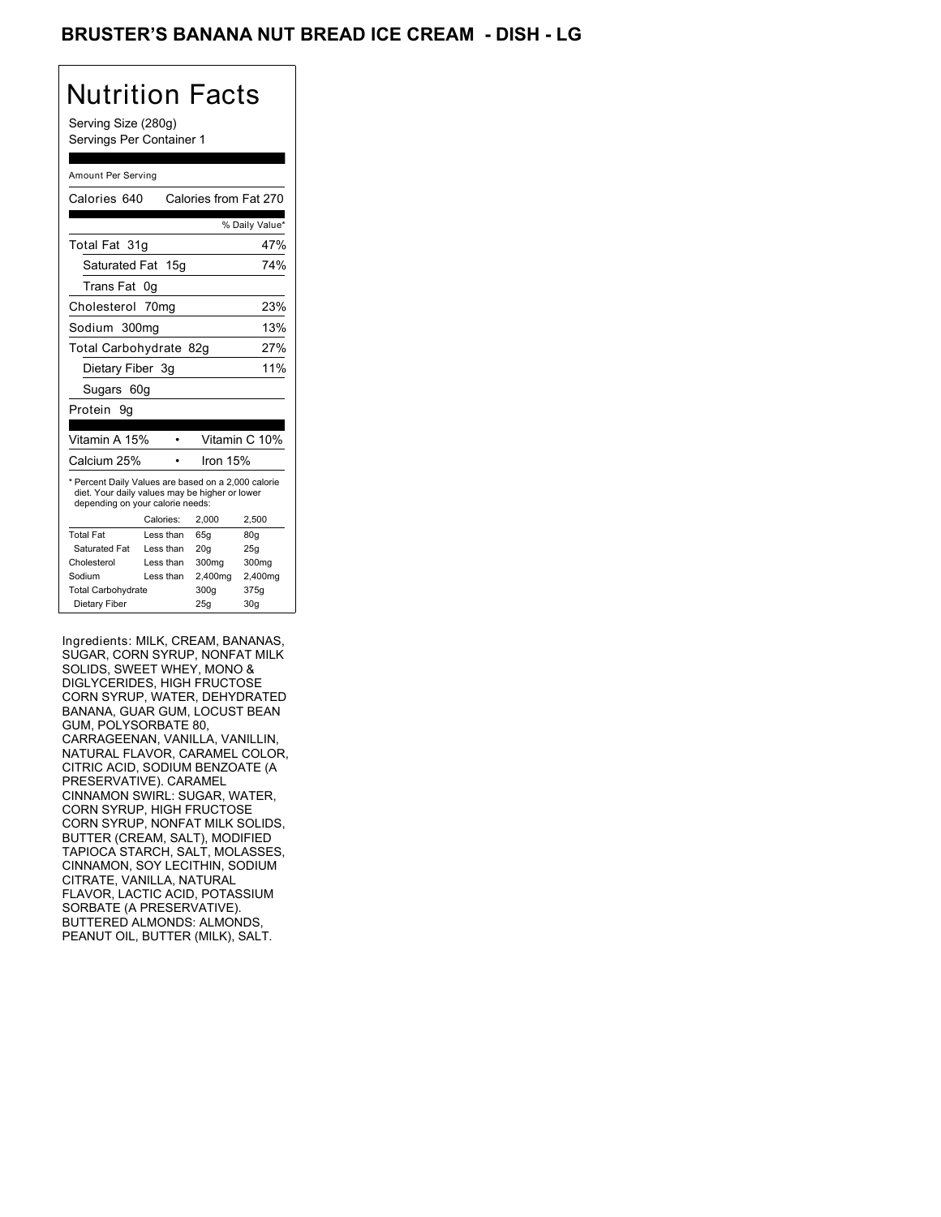## BRUSTER'S BANANA NUT BREAD ICE CREAM - DISH - LG

# Nutrition Facts

Serving Size (280g)
Servings Per Container 1

Amount Per Serving

| Calories 640 | Calories from Fat 270 |
|---|---|
| | % Daily Value* |
| Total Fat 31g | 47% |
| Saturated Fat 15g | 74% |
| Trans Fat 0g | |
| Cholesterol 70mg | 23% |
| Sodium 300mg | 13% |
| Total Carbohydrate 82g | 27% |
| Dietary Fiber 3g | 11% |
| Sugars 60g | |
| Protein 9g | |

| Vitamin A 15% | • | Vitamin C 10% |
|---|---|---|
| Calcium 25% | • | Iron 15% |

* Percent Daily Values are based on a 2,000 calorie diet. Your daily values may be higher or lower depending on your calorie needs:

| | Calories: | 2,000 | 2,500 |
|---|---|---|---|
| Total Fat | Less than | 65g | 80g |
| Saturated Fat | Less than | 20g | 25g |
| Cholesterol | Less than | 300mg | 300mg |
| Sodium | Less than | 2,400mg | 2,400mg |
| Total Carbohydrate | | 300g | 375g |
| Dietary Fiber | | 25g | 30g |

Ingredients: MILK, CREAM, BANANAS, SUGAR, CORN SYRUP, NONFAT MILK SOLIDS, SWEET WHEY, MONO & DIGLYCERIDES, HIGH FRUCTOSE CORN SYRUP, WATER, DEHYDRATED BANANA, GUAR GUM, LOCUST BEAN GUM, POLYSORBATE 80, CARRAGEENAN, VANILLA, VANILLIN, NATURAL FLAVOR, CARAMEL COLOR, CITRIC ACID, SODIUM BENZOATE (A PRESERVATIVE). CARAMEL CINNAMON SWIRL: SUGAR, WATER, CORN SYRUP, HIGH FRUCTOSE CORN SYRUP, NONFAT MILK SOLIDS, BUTTER (CREAM, SALT), MODIFIED TAPIOCA STARCH, SALT, MOLASSES, CINNAMON, SOY LECITHIN, SODIUM CITRATE, VANILLA, NATURAL FLAVOR, LACTIC ACID, POTASSIUM SORBATE (A PRESERVATIVE). BUTTERED ALMONDS: ALMONDS, PEANUT OIL, BUTTER (MILK), SALT.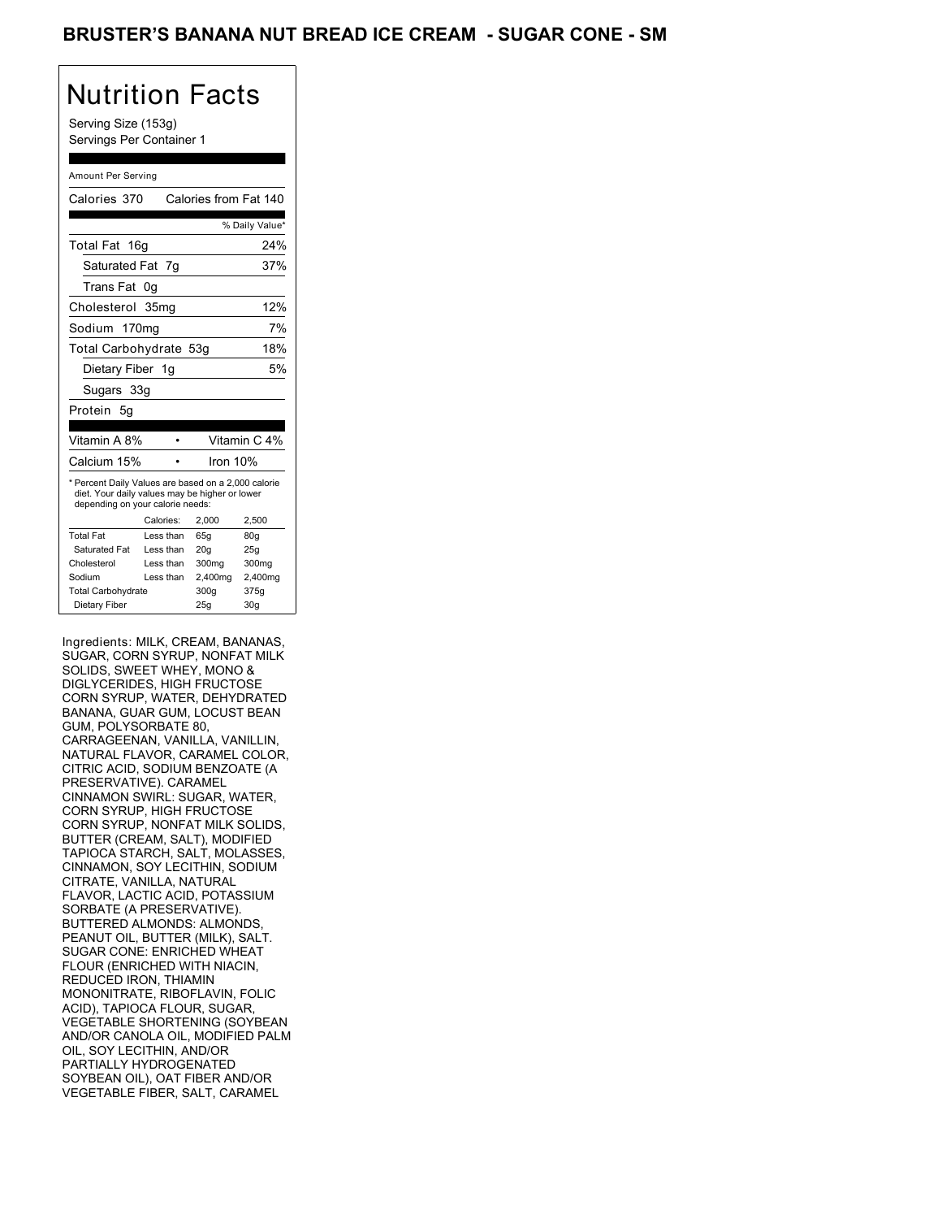# BRUSTER'S BANANA NUT BREAD ICE CREAM - SUGAR CONE - SM

## Nutrition Facts

Serving Size (153g)
Servings Per Container 1

Amount Per Serving

| Calories 370 | Calories from Fat 140 |
|---|---|
| | % Daily Value* |
| Total Fat 16g | 24% |
| Saturated Fat 7g | 37% |
| Trans Fat 0g | |
| Cholesterol 35mg | 12% |
| Sodium 170mg | 7% |
| Total Carbohydrate 53g | 18% |
| Dietary Fiber 1g | 5% |
| Sugars 33g | |
| Protein 5g | |

| Vitamin A 8% | • | Vitamin C 4% |
|---|---|---|
| Calcium 15% | • | Iron 10% |

* Percent Daily Values are based on a 2,000 calorie diet. Your daily values may be higher or lower depending on your calorie needs:

| | Calories: | 2,000 | 2,500 |
|---|---|---|---|
| Total Fat | Less than | 65g | 80g |
| Saturated Fat | Less than | 20g | 25g |
| Cholesterol | Less than | 300mg | 300mg |
| Sodium | Less than | 2,400mg | 2,400mg |
| Total Carbohydrate | | 300g | 375g |
| Dietary Fiber | | 25g | 30g |

Ingredients: MILK, CREAM, BANANAS, SUGAR, CORN SYRUP, NONFAT MILK SOLIDS, SWEET WHEY, MONO & DIGLYCERIDES, HIGH FRUCTOSE CORN SYRUP, WATER, DEHYDRATED BANANA, GUAR GUM, LOCUST BEAN GUM, POLYSORBATE 80, CARRAGEENAN, VANILLA, VANILLIN, NATURAL FLAVOR, CARAMEL COLOR, CITRIC ACID, SODIUM BENZOATE (A PRESERVATIVE). CARAMEL CINNAMON SWIRL: SUGAR, WATER, CORN SYRUP, HIGH FRUCTOSE CORN SYRUP, NONFAT MILK SOLIDS, BUTTER (CREAM, SALT), MODIFIED TAPIOCA STARCH, SALT, MOLASSES, CINNAMON, SOY LECITHIN, SODIUM CITRATE, VANILLA, NATURAL FLAVOR, LACTIC ACID, POTASSIUM SORBATE (A PRESERVATIVE). BUTTERED ALMONDS: ALMONDS, PEANUT OIL, BUTTER (MILK), SALT. SUGAR CONE: ENRICHED WHEAT FLOUR (ENRICHED WITH NIACIN, REDUCED IRON, THIAMIN MONONITRATE, RIBOFLAVIN, FOLIC ACID), TAPIOCA FLOUR, SUGAR, VEGETABLE SHORTENING (SOYBEAN AND/OR CANOLA OIL, MODIFIED PALM OIL, SOY LECITHIN, AND/OR PARTIALLY HYDROGENATED SOYBEAN OIL), OAT FIBER AND/OR VEGETABLE FIBER, SALT, CARAMEL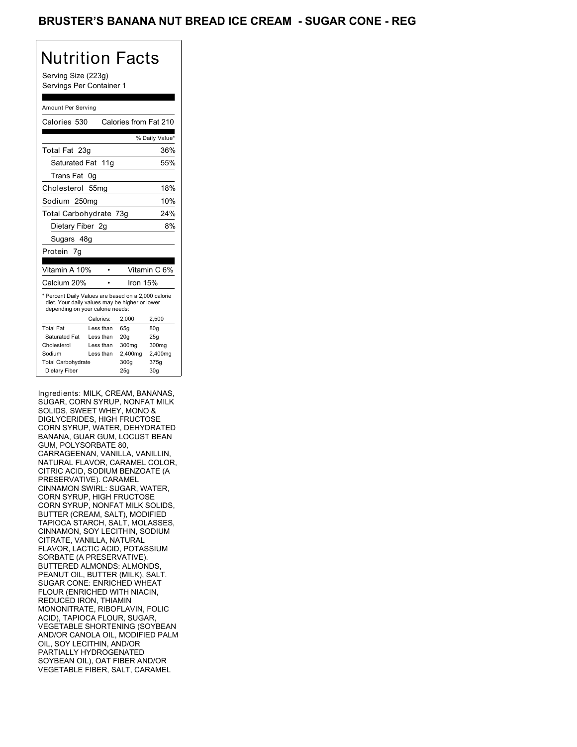# BRUSTER'S BANANA NUT BREAD ICE CREAM - SUGAR CONE - REG

## Nutrition Facts

Serving Size (223g)
Servings Per Container 1

Amount Per Serving

Calories 530 Calories from Fat 210

| | % Daily Value* |
|---|---|
| Total Fat 23g | 36% |
| Saturated Fat 11g | 55% |
| Trans Fat 0g | |
| Cholesterol 55mg | 18% |
| Sodium 250mg | 10% |
| Total Carbohydrate 73g | 24% |
| Dietary Fiber 2g | 8% |
| Sugars 48g | |
| Protein 7g | |

| | |
|---|---|
| Vitamin A 10% | Vitamin C 6% |
| Calcium 20% | Iron 15% |

* Percent Daily Values are based on a 2,000 calorie diet. Your daily values may be higher or lower depending on your calorie needs:

| | Calories: | 2,000 | 2,500 |
|---|---|---|---|
| Total Fat | Less than | 65g | 80g |
| Saturated Fat | Less than | 20g | 25g |
| Cholesterol | Less than | 300mg | 300mg |
| Sodium | Less than | 2,400mg | 2,400mg |
| Total Carbohydrate | | 300g | 375g |
| Dietary Fiber | | 25g | 30g |

Ingredients: MILK, CREAM, BANANAS, SUGAR, CORN SYRUP, NONFAT MILK SOLIDS, SWEET WHEY, MONO & DIGLYCERIDES, HIGH FRUCTOSE CORN SYRUP, WATER, DEHYDRATED BANANA, GUAR GUM, LOCUST BEAN GUM, POLYSORBATE 80, CARRAGEENAN, VANILLA, VANILLIN, NATURAL FLAVOR, CARAMEL COLOR, CITRIC ACID, SODIUM BENZOATE (A PRESERVATIVE). CARAMEL CINNAMON SWIRL: SUGAR, WATER, CORN SYRUP, HIGH FRUCTOSE CORN SYRUP, NONFAT MILK SOLIDS, BUTTER (CREAM, SALT), MODIFIED TAPIOCA STARCH, SALT, MOLASSES, CINNAMON, SOY LECITHIN, SODIUM CITRATE, VANILLA, NATURAL FLAVOR, LACTIC ACID, POTASSIUM SORBATE (A PRESERVATIVE). BUTTERED ALMONDS: ALMONDS, PEANUT OIL, BUTTER (MILK), SALT. SUGAR CONE: ENRICHED WHEAT FLOUR (ENRICHED WITH NIACIN, REDUCED IRON, THIAMIN MONONITRATE, RIBOFLAVIN, FOLIC ACID), TAPIOCA FLOUR, SUGAR, VEGETABLE SHORTENING (SOYBEAN AND/OR CANOLA OIL, MODIFIED PALM OIL, SOY LECITHIN, AND/OR PARTIALLY HYDROGENATED SOYBEAN OIL), OAT FIBER AND/OR VEGETABLE FIBER, SALT, CARAMEL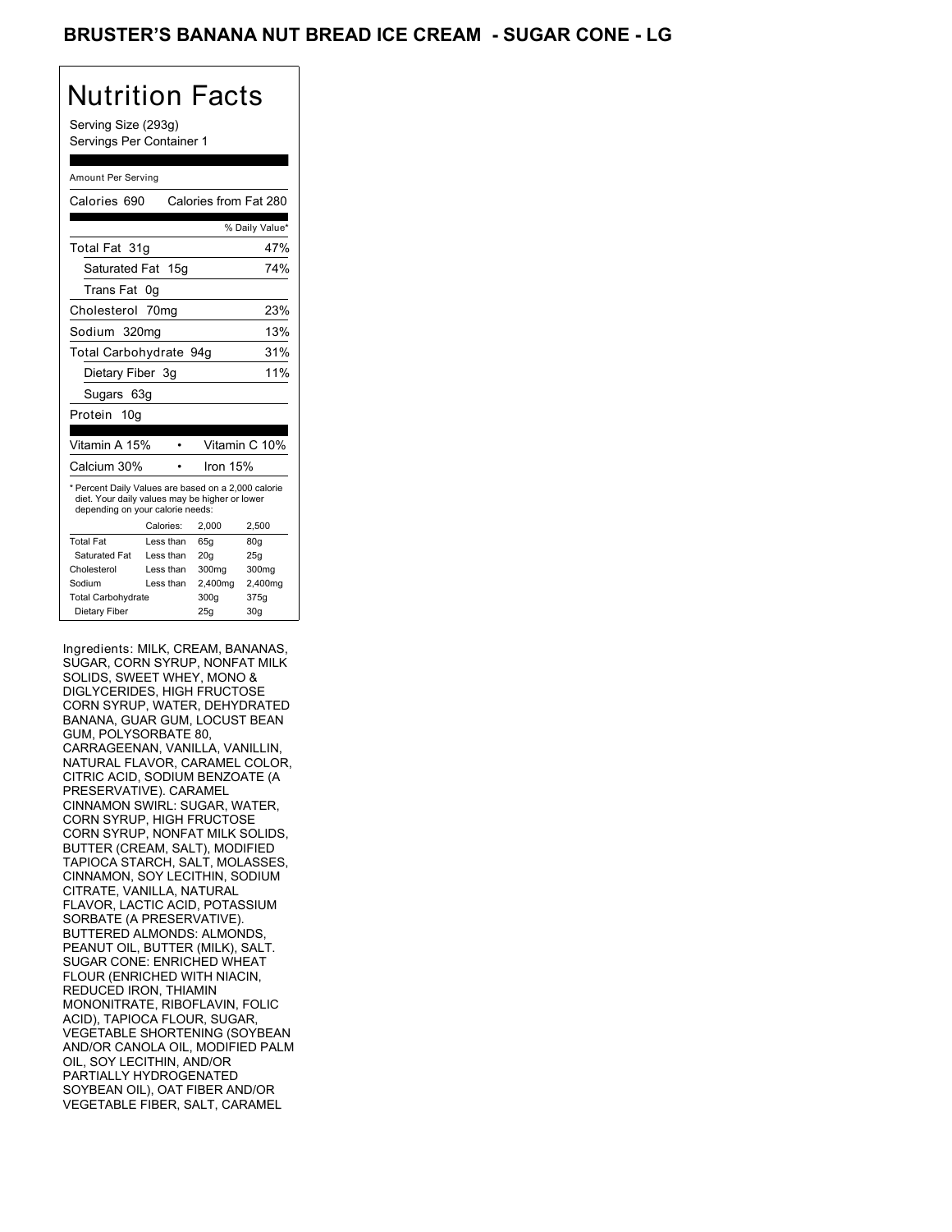# BRUSTER'S BANANA NUT BREAD ICE CREAM - SUGAR CONE - LG

## Nutrition Facts

Serving Size (293g)
Servings Per Container 1

Amount Per Serving

| Calories 690 | Calories from Fat 280 |
|---|---|
| | % Daily Value* |
| Total Fat 31g | 47% |
| Saturated Fat 15g | 74% |
| Trans Fat 0g | |
| Cholesterol 70mg | 23% |
| Sodium 320mg | 13% |
| Total Carbohydrate 94g | 31% |
| Dietary Fiber 3g | 11% |
| Sugars 63g | |
| Protein 10g | |

| Vitamin A 15% | • | Vitamin C 10% |
|---|---|---|
| Calcium 30% | • | Iron 15% |

* Percent Daily Values are based on a 2,000 calorie diet. Your daily values may be higher or lower depending on your calorie needs:

| | Calories: | 2,000 | 2,500 |
|---|---|---|---|
| Total Fat | Less than | 65g | 80g |
| Saturated Fat | Less than | 20g | 25g |
| Cholesterol | Less than | 300mg | 300mg |
| Sodium | Less than | 2,400mg | 2,400mg |
| Total Carbohydrate | | 300g | 375g |
| Dietary Fiber | | 25g | 30g |

Ingredients: MILK, CREAM, BANANAS, SUGAR, CORN SYRUP, NONFAT MILK SOLIDS, SWEET WHEY, MONO & DIGLYCERIDES, HIGH FRUCTOSE CORN SYRUP, WATER, DEHYDRATED BANANA, GUAR GUM, LOCUST BEAN GUM, POLYSORBATE 80, CARRAGEENAN, VANILLA, VANILLIN, NATURAL FLAVOR, CARAMEL COLOR, CITRIC ACID, SODIUM BENZOATE (A PRESERVATIVE). CARAMEL CINNAMON SWIRL: SUGAR, WATER, CORN SYRUP, HIGH FRUCTOSE CORN SYRUP, NONFAT MILK SOLIDS, BUTTER (CREAM, SALT), MODIFIED TAPIOCA STARCH, SALT, MOLASSES, CINNAMON, SOY LECITHIN, SODIUM CITRATE, VANILLA, NATURAL FLAVOR, LACTIC ACID, POTASSIUM SORBATE (A PRESERVATIVE). BUTTERED ALMONDS: ALMONDS, PEANUT OIL, BUTTER (MILK), SALT. SUGAR CONE: ENRICHED WHEAT FLOUR (ENRICHED WITH NIACIN, REDUCED IRON, THIAMIN MONONITRATE, RIBOFLAVIN, FOLIC ACID), TAPIOCA FLOUR, SUGAR, VEGETABLE SHORTENING (SOYBEAN AND/OR CANOLA OIL, MODIFIED PALM OIL, SOY LECITHIN, AND/OR PARTIALLY HYDROGENATED SOYBEAN OIL), OAT FIBER AND/OR VEGETABLE FIBER, SALT, CARAMEL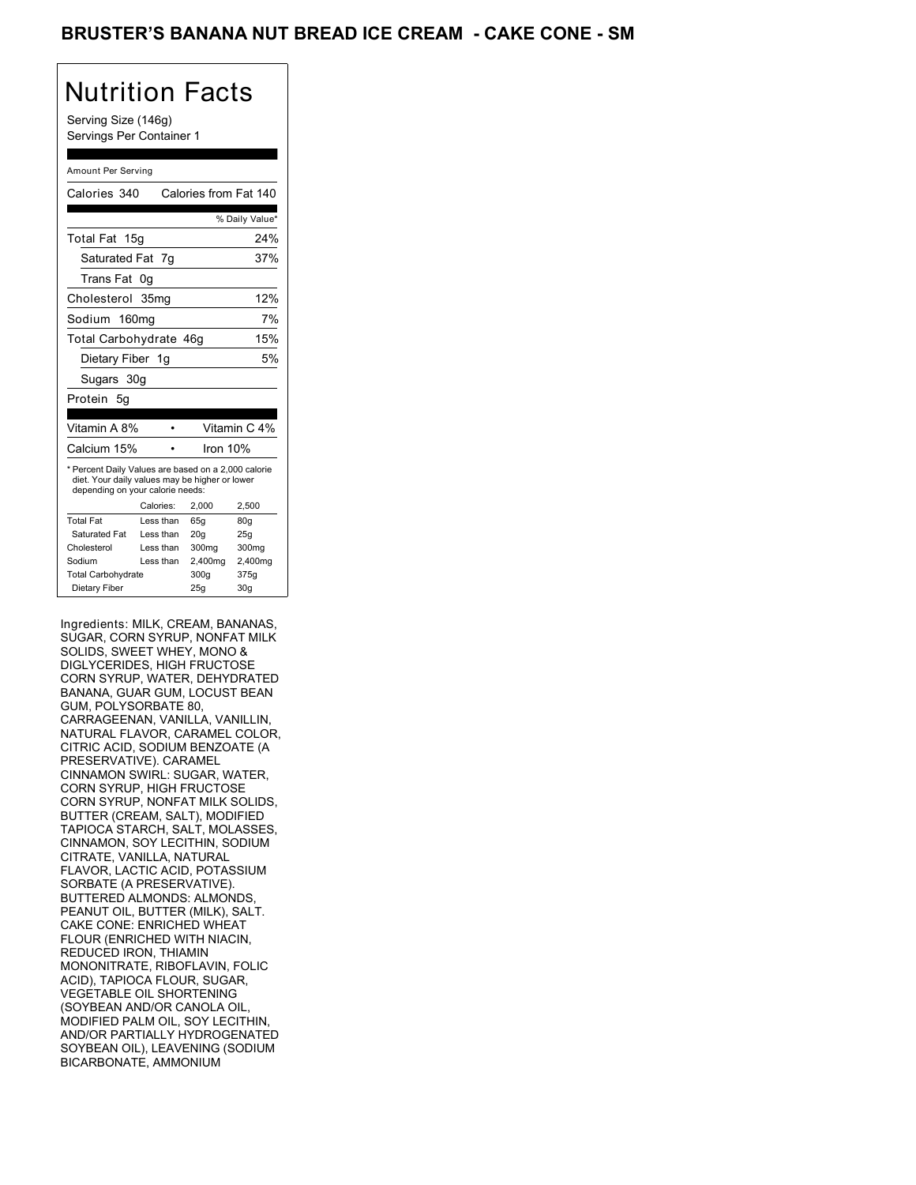# BRUSTER'S BANANA NUT BREAD ICE CREAM - CAKE CONE - SM

## Nutrition Facts

Serving Size (146g)
Servings Per Container 1

Amount Per Serving

| Calories 340 | Calories from Fat 140 |
|---|---|
| | % Daily Value* |
| Total Fat 15g | 24% |
| Saturated Fat 7g | 37% |
| Trans Fat 0g | |
| Cholesterol 35mg | 12% |
| Sodium 160mg | 7% |
| Total Carbohydrate 46g | 15% |
| Dietary Fiber 1g | 5% |
| Sugars 30g | |
| Protein 5g | |

| Vitamin A 8% | • | Vitamin C 4% |
|---|---|---|
| Calcium 15% | • | Iron 10% |

* Percent Daily Values are based on a 2,000 calorie diet. Your daily values may be higher or lower depending on your calorie needs:

| | Calories: | 2,000 | 2,500 |
|---|---|---|---|
| Total Fat | Less than | 65g | 80g |
| Saturated Fat | Less than | 20g | 25g |
| Cholesterol | Less than | 300mg | 300mg |
| Sodium | Less than | 2,400mg | 2,400mg |
| Total Carbohydrate | | 300g | 375g |
| Dietary Fiber | | 25g | 30g |

Ingredients: MILK, CREAM, BANANAS, SUGAR, CORN SYRUP, NONFAT MILK SOLIDS, SWEET WHEY, MONO & DIGLYCERIDES, HIGH FRUCTOSE CORN SYRUP, WATER, DEHYDRATED BANANA, GUAR GUM, LOCUST BEAN GUM, POLYSORBATE 80, CARRAGEENAN, VANILLA, VANILLIN, NATURAL FLAVOR, CARAMEL COLOR, CITRIC ACID, SODIUM BENZOATE (A PRESERVATIVE). CARAMEL CINNAMON SWIRL: SUGAR, WATER, CORN SYRUP, HIGH FRUCTOSE CORN SYRUP, NONFAT MILK SOLIDS, BUTTER (CREAM, SALT), MODIFIED TAPIOCA STARCH, SALT, MOLASSES, CINNAMON, SOY LECITHIN, SODIUM CITRATE, VANILLA, NATURAL FLAVOR, LACTIC ACID, POTASSIUM SORBATE (A PRESERVATIVE). BUTTERED ALMONDS: ALMONDS, PEANUT OIL, BUTTER (MILK), SALT. CAKE CONE: ENRICHED WHEAT FLOUR (ENRICHED WITH NIACIN, REDUCED IRON, THIAMIN MONONITRATE, RIBOFLAVIN, FOLIC ACID), TAPIOCA FLOUR, SUGAR, VEGETABLE OIL SHORTENING (SOYBEAN AND/OR CANOLA OIL, MODIFIED PALM OIL, SOY LECITHIN, AND/OR PARTIALLY HYDROGENATED SOYBEAN OIL), LEAVENING (SODIUM BICARBONATE, AMMONIUM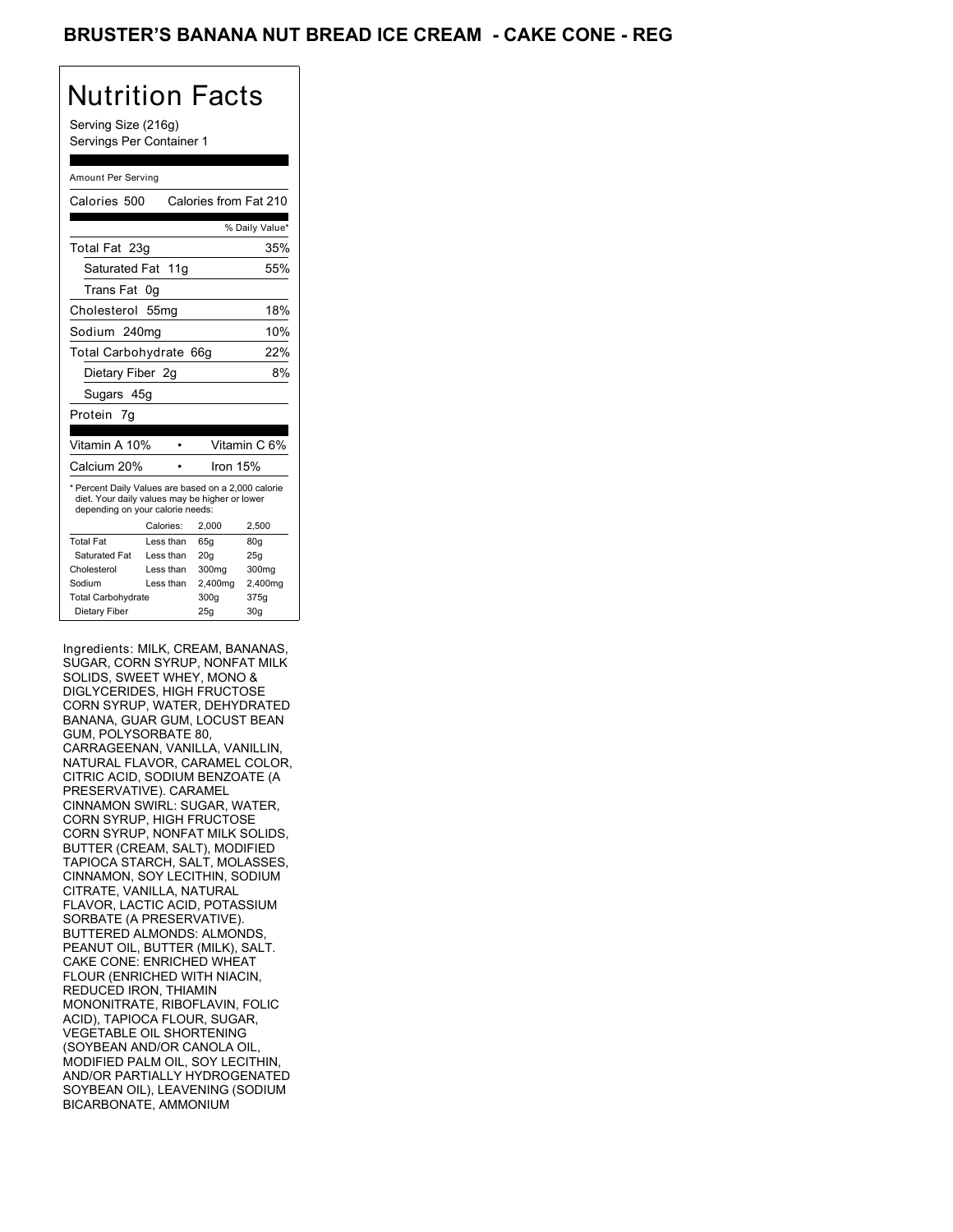# BRUSTER'S BANANA NUT BREAD ICE CREAM - CAKE CONE - REG

## Nutrition Facts

Serving Size (216g)
Servings Per Container 1

Amount Per Serving

| | |
|---|---|
| Calories 500 | Calories from Fat 210 |
| | % Daily Value* |
| Total Fat 23g | 35% |
| Saturated Fat 11g | 55% |
| Trans Fat 0g | |
| Cholesterol 55mg | 18% |
| Sodium 240mg | 10% |
| Total Carbohydrate 66g | 22% |
| Dietary Fiber 2g | 8% |
| Sugars 45g | |
| Protein 7g | |

| | |
|---|---|
| Vitamin A 10% | Vitamin C 6% |
| Calcium 20% | Iron 15% |

* Percent Daily Values are based on a 2,000 calorie diet. Your daily values may be higher or lower depending on your calorie needs:

| | Calories: | 2,000 | 2,500 |
|---|---|---|---|
| Total Fat | Less than | 65g | 80g |
| Saturated Fat | Less than | 20g | 25g |
| Cholesterol | Less than | 300mg | 300mg |
| Sodium | Less than | 2,400mg | 2,400mg |
| Total Carbohydrate | | 300g | 375g |
| Dietary Fiber | | 25g | 30g |

Ingredients: MILK, CREAM, BANANAS, SUGAR, CORN SYRUP, NONFAT MILK SOLIDS, SWEET WHEY, MONO & DIGLYCERIDES, HIGH FRUCTOSE CORN SYRUP, WATER, DEHYDRATED BANANA, GUAR GUM, LOCUST BEAN GUM, POLYSORBATE 80, CARRAGEENAN, VANILLA, VANILLIN, NATURAL FLAVOR, CARAMEL COLOR, CITRIC ACID, SODIUM BENZOATE (A PRESERVATIVE). CARAMEL CINNAMON SWIRL: SUGAR, WATER, CORN SYRUP, HIGH FRUCTOSE CORN SYRUP, NONFAT MILK SOLIDS, BUTTER (CREAM, SALT), MODIFIED TAPIOCA STARCH, SALT, MOLASSES, CINNAMON, SOY LECITHIN, SODIUM CITRATE, VANILLA, NATURAL FLAVOR, LACTIC ACID, POTASSIUM SORBATE (A PRESERVATIVE). BUTTERED ALMONDS: ALMONDS, PEANUT OIL, BUTTER (MILK), SALT. CAKE CONE: ENRICHED WHEAT FLOUR (ENRICHED WITH NIACIN, REDUCED IRON, THIAMIN MONONITRATE, RIBOFLAVIN, FOLIC ACID), TAPIOCA FLOUR, SUGAR, VEGETABLE OIL SHORTENING (SOYBEAN AND/OR CANOLA OIL, MODIFIED PALM OIL, SOY LECITHIN, AND/OR PARTIALLY HYDROGENATED SOYBEAN OIL), LEAVENING (SODIUM BICARBONATE, AMMONIUM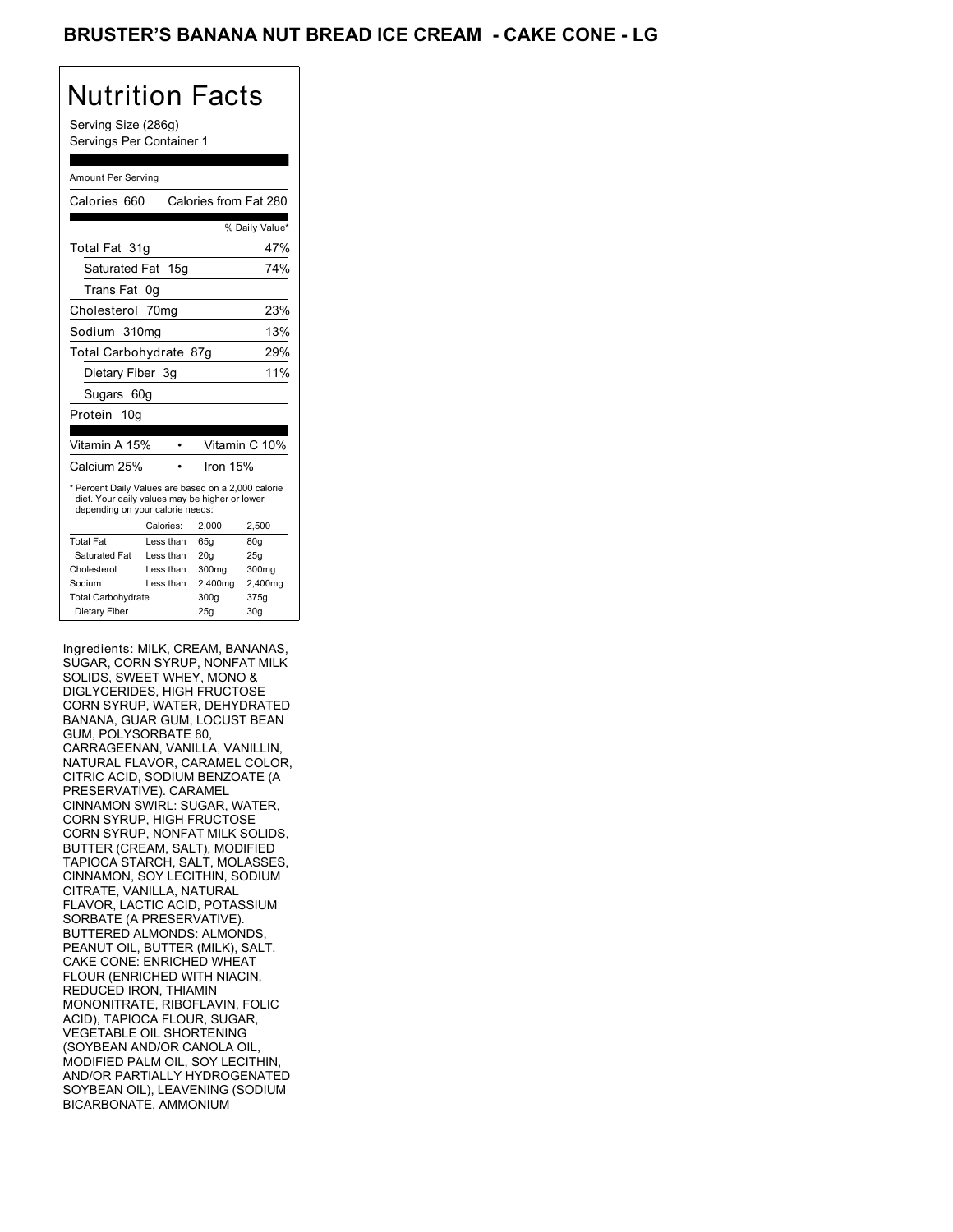# BRUSTER'S BANANA NUT BREAD ICE CREAM - CAKE CONE - LG

## Nutrition Facts

Serving Size (286g)
Servings Per Container 1

Amount Per Serving

Calories 660 Calories from Fat 280

| | % Daily Value* |
|---|---|
| Total Fat 31g | 47% |
| Saturated Fat 15g | 74% |
| Trans Fat 0g | |
| Cholesterol 70mg | 23% |
| Sodium 310mg | 13% |
| Total Carbohydrate 87g | 29% |
| Dietary Fiber 3g | 11% |
| Sugars 60g | |
| Protein 10g | |

| | |
|---|---|
| Vitamin A 15% | Vitamin C 10% |
| Calcium 25% | Iron 15% |

* Percent Daily Values are based on a 2,000 calorie diet. Your daily values may be higher or lower depending on your calorie needs:

| | Calories: | 2,000 | 2,500 |
|---|---|---|---|
| Total Fat | Less than | 65g | 80g |
| Saturated Fat | Less than | 20g | 25g |
| Cholesterol | Less than | 300mg | 300mg |
| Sodium | Less than | 2,400mg | 2,400mg |
| Total Carbohydrate | | 300g | 375g |
| Dietary Fiber | | 25g | 30g |

Ingredients: MILK, CREAM, BANANAS, SUGAR, CORN SYRUP, NONFAT MILK SOLIDS, SWEET WHEY, MONO & DIGLYCERIDES, HIGH FRUCTOSE CORN SYRUP, WATER, DEHYDRATED BANANA, GUAR GUM, LOCUST BEAN GUM, POLYSORBATE 80, CARRAGEENAN, VANILLA, VANILLIN, NATURAL FLAVOR, CARAMEL COLOR, CITRIC ACID, SODIUM BENZOATE (A PRESERVATIVE). CARAMEL CINNAMON SWIRL: SUGAR, WATER, CORN SYRUP, HIGH FRUCTOSE CORN SYRUP, NONFAT MILK SOLIDS, BUTTER (CREAM, SALT), MODIFIED TAPIOCA STARCH, SALT, MOLASSES, CINNAMON, SOY LECITHIN, SODIUM CITRATE, VANILLA, NATURAL FLAVOR, LACTIC ACID, POTASSIUM SORBATE (A PRESERVATIVE). BUTTERED ALMONDS: ALMONDS, PEANUT OIL, BUTTER (MILK), SALT. CAKE CONE: ENRICHED WHEAT FLOUR (ENRICHED WITH NIACIN, REDUCED IRON, THIAMIN MONONITRATE, RIBOFLAVIN, FOLIC ACID), TAPIOCA FLOUR, SUGAR, VEGETABLE OIL SHORTENING (SOYBEAN AND/OR CANOLA OIL, MODIFIED PALM OIL, SOY LECITHIN, AND/OR PARTIALLY HYDROGENATED SOYBEAN OIL), LEAVENING (SODIUM BICARBONATE, AMMONIUM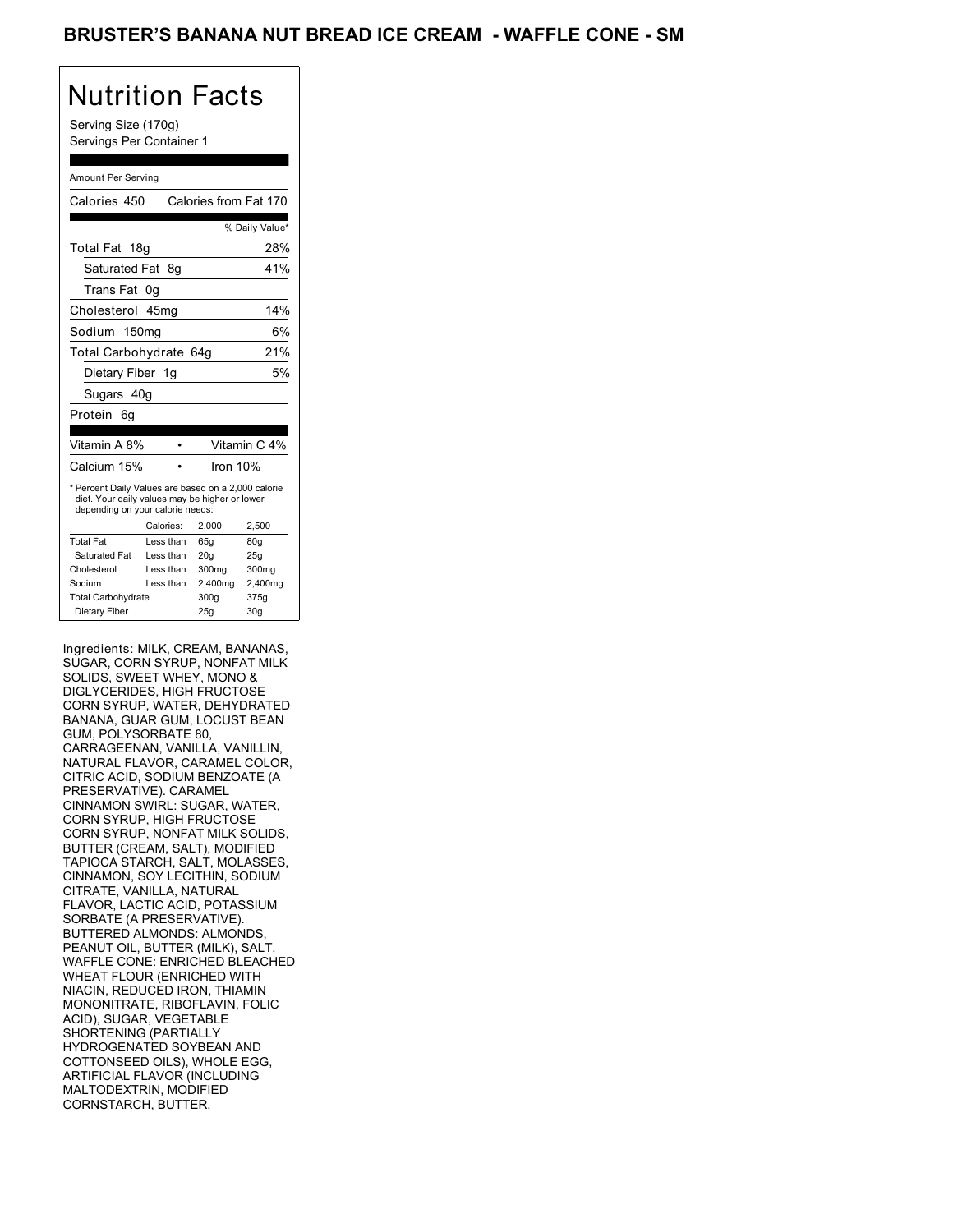# BRUSTER'S BANANA NUT BREAD ICE CREAM - WAFFLE CONE - SM

## Nutrition Facts

Serving Size (170g)
Servings Per Container 1

Amount Per Serving

Calories 450 Calories from Fat 170

| | % Daily Value* |
|---|---|
| Total Fat 18g | 28% |
| Saturated Fat 8g | 41% |
| Trans Fat 0g | |
| Cholesterol 45mg | 14% |
| Sodium 150mg | 6% |
| Total Carbohydrate 64g | 21% |
| Dietary Fiber 1g | 5% |
| Sugars 40g | |
| Protein 6g | |

| | |
|---|---|
| Vitamin A 8% | Vitamin C 4% |
| Calcium 15% | Iron 10% |

* Percent Daily Values are based on a 2,000 calorie diet. Your daily values may be higher or lower depending on your calorie needs:

| | Calories: | 2,000 | 2,500 |
|---|---|---|---|
| Total Fat | Less than | 65g | 80g |
| Saturated Fat | Less than | 20g | 25g |
| Cholesterol | Less than | 300mg | 300mg |
| Sodium | Less than | 2,400mg | 2,400mg |
| Total Carbohydrate | | 300g | 375g |
| Dietary Fiber | | 25g | 30g |

Ingredients: MILK, CREAM, BANANAS, SUGAR, CORN SYRUP, NONFAT MILK SOLIDS, SWEET WHEY, MONO & DIGLYCERIDES, HIGH FRUCTOSE CORN SYRUP, WATER, DEHYDRATED BANANA, GUAR GUM, LOCUST BEAN GUM, POLYSORBATE 80, CARRAGEENAN, VANILLA, VANILLIN, NATURAL FLAVOR, CARAMEL COLOR, CITRIC ACID, SODIUM BENZOATE (A PRESERVATIVE). CARAMEL CINNAMON SWIRL: SUGAR, WATER, CORN SYRUP, HIGH FRUCTOSE CORN SYRUP, NONFAT MILK SOLIDS, BUTTER (CREAM, SALT), MODIFIED TAPIOCA STARCH, SALT, MOLASSES, CINNAMON, SOY LECITHIN, SODIUM CITRATE, VANILLA, NATURAL FLAVOR, LACTIC ACID, POTASSIUM SORBATE (A PRESERVATIVE). BUTTERED ALMONDS: ALMONDS, PEANUT OIL, BUTTER (MILK), SALT. WAFFLE CONE: ENRICHED BLEACHED WHEAT FLOUR (ENRICHED WITH NIACIN, REDUCED IRON, THIAMIN MONONITRATE, RIBOFLAVIN, FOLIC ACID), SUGAR, VEGETABLE SHORTENING (PARTIALLY HYDROGENATED SOYBEAN AND COTTONSEED OILS), WHOLE EGG, ARTIFICIAL FLAVOR (INCLUDING MALTODEXTRIN, MODIFIED CORNSTARCH, BUTTER,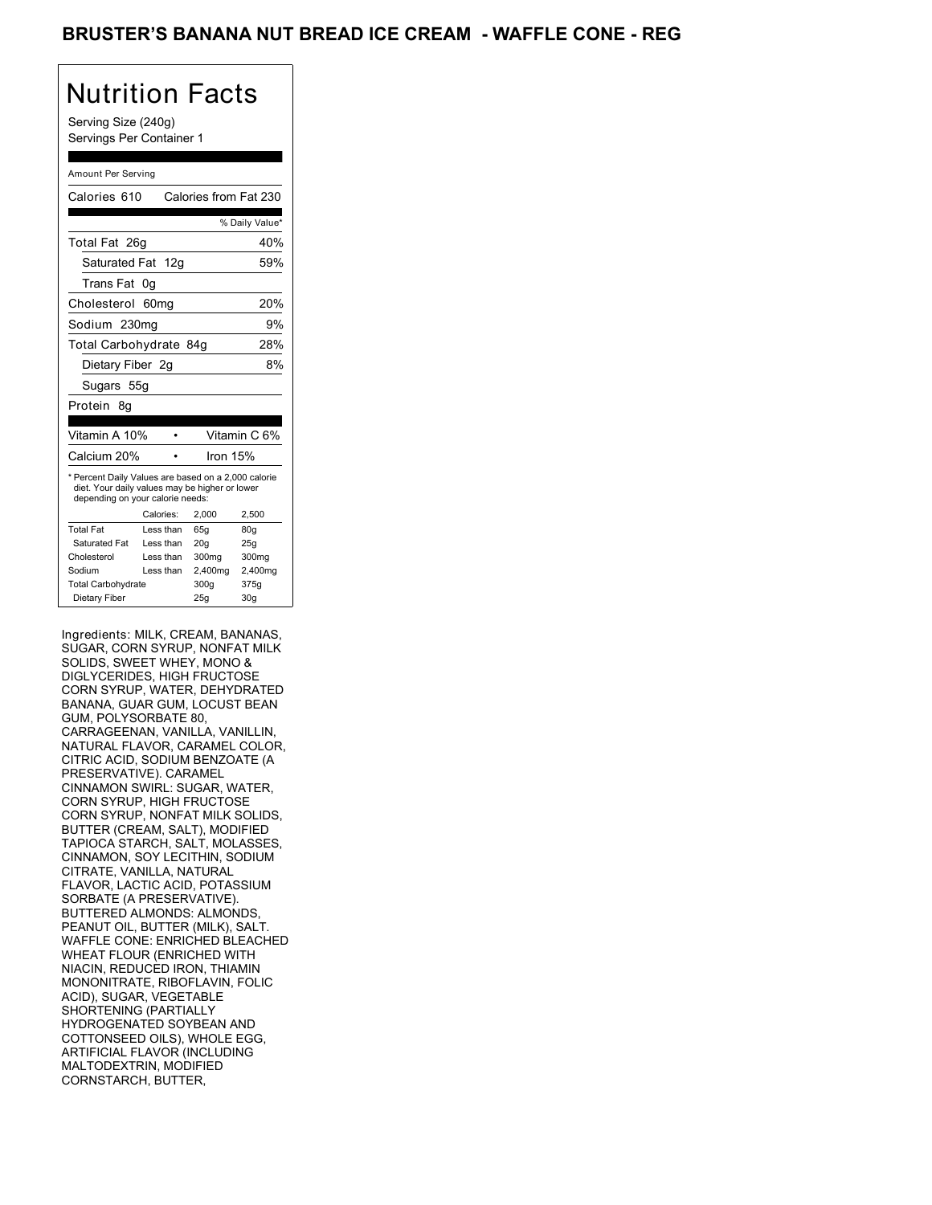# BRUSTER'S BANANA NUT BREAD ICE CREAM - WAFFLE CONE - REG

## Nutrition Facts

Serving Size (240g)
Servings Per Container 1

Amount Per Serving

| | |
|---|---|
| Calories 610 | Calories from Fat 230 |
| | % Daily Value* |
| Total Fat 26g | 40% |
| Saturated Fat 12g | 59% |
| Trans Fat 0g | |
| Cholesterol 60mg | 20% |
| Sodium 230mg | 9% |
| Total Carbohydrate 84g | 28% |
| Dietary Fiber 2g | 8% |
| Sugars 55g | |
| Protein 8g | |

| | |
|---|---|
| Vitamin A 10% | Vitamin C 6% |
| Calcium 20% | Iron 15% |

* Percent Daily Values are based on a 2,000 calorie diet. Your daily values may be higher or lower depending on your calorie needs:

| | Calories: | 2,000 | 2,500 |
|---|---|---|---|
| Total Fat | Less than | 65g | 80g |
| Saturated Fat | Less than | 20g | 25g |
| Cholesterol | Less than | 300mg | 300mg |
| Sodium | Less than | 2,400mg | 2,400mg |
| Total Carbohydrate | | 300g | 375g |
| Dietary Fiber | | 25g | 30g |

Ingredients: MILK, CREAM, BANANAS, SUGAR, CORN SYRUP, NONFAT MILK SOLIDS, SWEET WHEY, MONO & DIGLYCERIDES, HIGH FRUCTOSE CORN SYRUP, WATER, DEHYDRATED BANANA, GUAR GUM, LOCUST BEAN GUM, POLYSORBATE 80, CARRAGEENAN, VANILLA, VANILLIN, NATURAL FLAVOR, CARAMEL COLOR, CITRIC ACID, SODIUM BENZOATE (A PRESERVATIVE). CARAMEL CINNAMON SWIRL: SUGAR, WATER, CORN SYRUP, HIGH FRUCTOSE CORN SYRUP, NONFAT MILK SOLIDS, BUTTER (CREAM, SALT), MODIFIED TAPIOCA STARCH, SALT, MOLASSES, CINNAMON, SOY LECITHIN, SODIUM CITRATE, VANILLA, NATURAL FLAVOR, LACTIC ACID, POTASSIUM SORBATE (A PRESERVATIVE). BUTTERED ALMONDS: ALMONDS, PEANUT OIL, BUTTER (MILK), SALT. WAFFLE CONE: ENRICHED BLEACHED WHEAT FLOUR (ENRICHED WITH NIACIN, REDUCED IRON, THIAMIN MONONITRATE, RIBOFLAVIN, FOLIC ACID), SUGAR, VEGETABLE SHORTENING (PARTIALLY HYDROGENATED SOYBEAN AND COTTONSEED OILS), WHOLE EGG, ARTIFICIAL FLAVOR (INCLUDING MALTODEXTRIN, MODIFIED CORNSTARCH, BUTTER,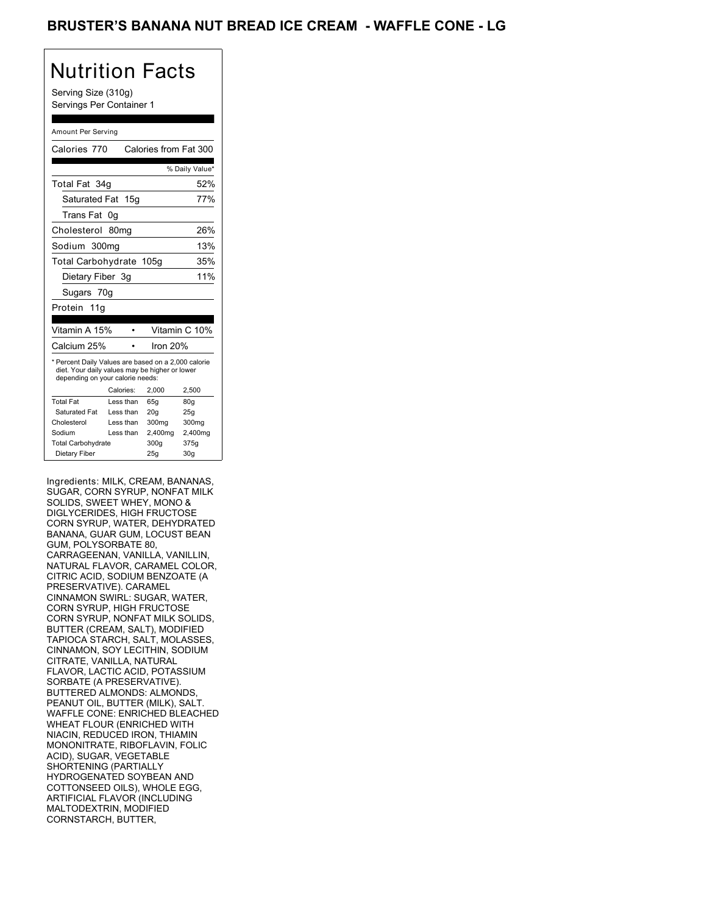# BRUSTER'S BANANA NUT BREAD ICE CREAM - WAFFLE CONE - LG

## Nutrition Facts

Serving Size (310g)
Servings Per Container 1

Amount Per Serving

Calories 770 Calories from Fat 300

| | % Daily Value* |
|---|---|
| Total Fat 34g | 52% |
| Saturated Fat 15g | 77% |
| Trans Fat 0g | |
| Cholesterol 80mg | 26% |
| Sodium 300mg | 13% |
| Total Carbohydrate 105g | 35% |
| Dietary Fiber 3g | 11% |
| Sugars 70g | |
| Protein 11g | |

| | |
|---|---|
| Vitamin A 15% | Vitamin C 10% |
| Calcium 25% | Iron 20% |

* Percent Daily Values are based on a 2,000 calorie diet. Your daily values may be higher or lower depending on your calorie needs:

| | Calories: | 2,000 | 2,500 |
|---|---|---|---|
| Total Fat | Less than | 65g | 80g |
| Saturated Fat | Less than | 20g | 25g |
| Cholesterol | Less than | 300mg | 300mg |
| Sodium | Less than | 2,400mg | 2,400mg |
| Total Carbohydrate | | 300g | 375g |
| Dietary Fiber | | 25g | 30g |

Ingredients: MILK, CREAM, BANANAS, SUGAR, CORN SYRUP, NONFAT MILK SOLIDS, SWEET WHEY, MONO & DIGLYCERIDES, HIGH FRUCTOSE CORN SYRUP, WATER, DEHYDRATED BANANA, GUAR GUM, LOCUST BEAN GUM, POLYSORBATE 80, CARRAGEENAN, VANILLA, VANILLIN, NATURAL FLAVOR, CARAMEL COLOR, CITRIC ACID, SODIUM BENZOATE (A PRESERVATIVE). CARAMEL CINNAMON SWIRL: SUGAR, WATER, CORN SYRUP, HIGH FRUCTOSE CORN SYRUP, NONFAT MILK SOLIDS, BUTTER (CREAM, SALT), MODIFIED TAPIOCA STARCH, SALT, MOLASSES, CINNAMON, SOY LECITHIN, SODIUM CITRATE, VANILLA, NATURAL FLAVOR, LACTIC ACID, POTASSIUM SORBATE (A PRESERVATIVE). BUTTERED ALMONDS: ALMONDS, PEANUT OIL, BUTTER (MILK), SALT. WAFFLE CONE: ENRICHED BLEACHED WHEAT FLOUR (ENRICHED WITH NIACIN, REDUCED IRON, THIAMIN MONONITRATE, RIBOFLAVIN, FOLIC ACID), SUGAR, VEGETABLE SHORTENING (PARTIALLY HYDROGENATED SOYBEAN AND COTTONSEED OILS), WHOLE EGG, ARTIFICIAL FLAVOR (INCLUDING MALTODEXTRIN, MODIFIED CORNSTARCH, BUTTER,